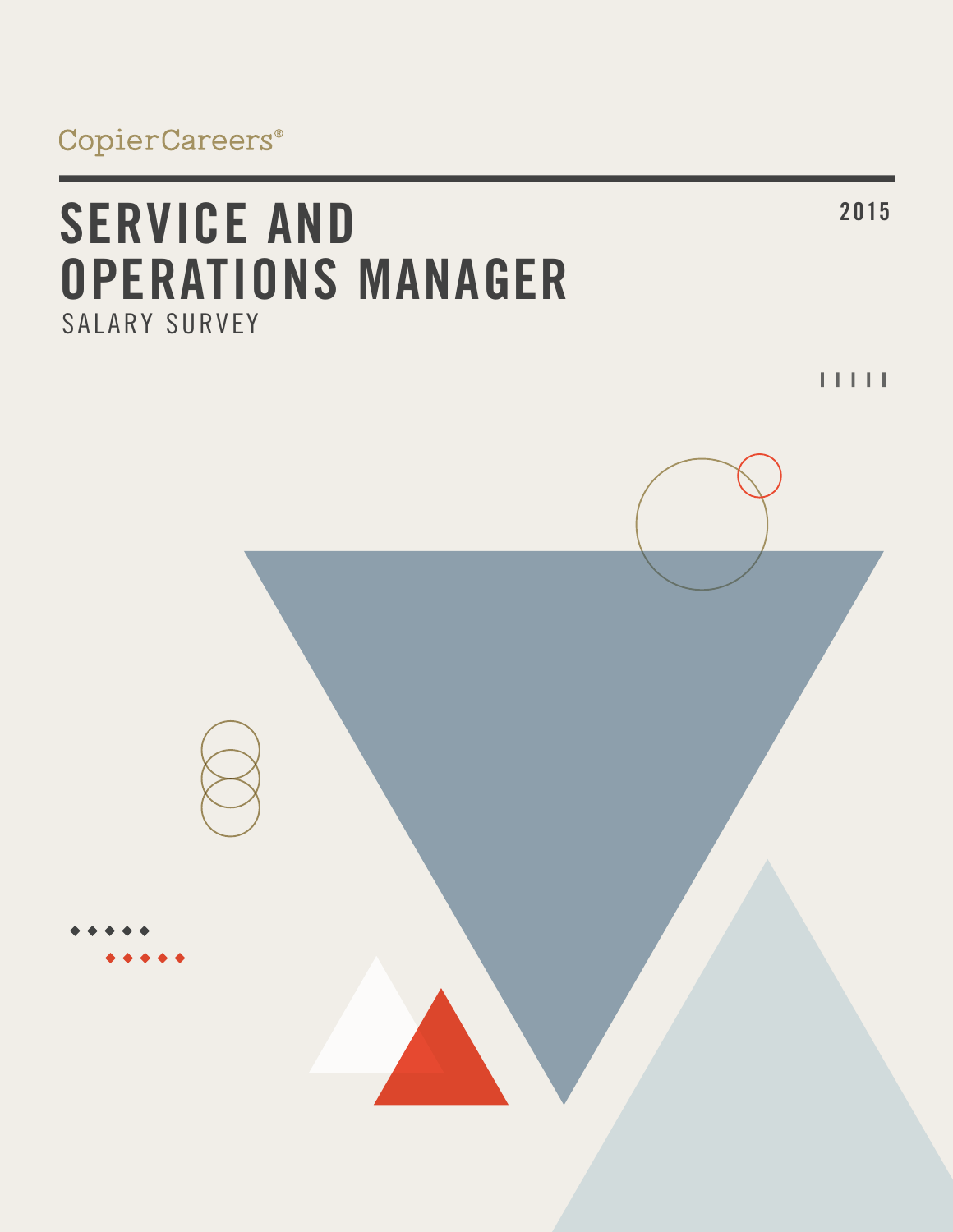CopierCareers®

# SERVICE AND OPERATIONS MANAGER

## SALARY SURVEY

2015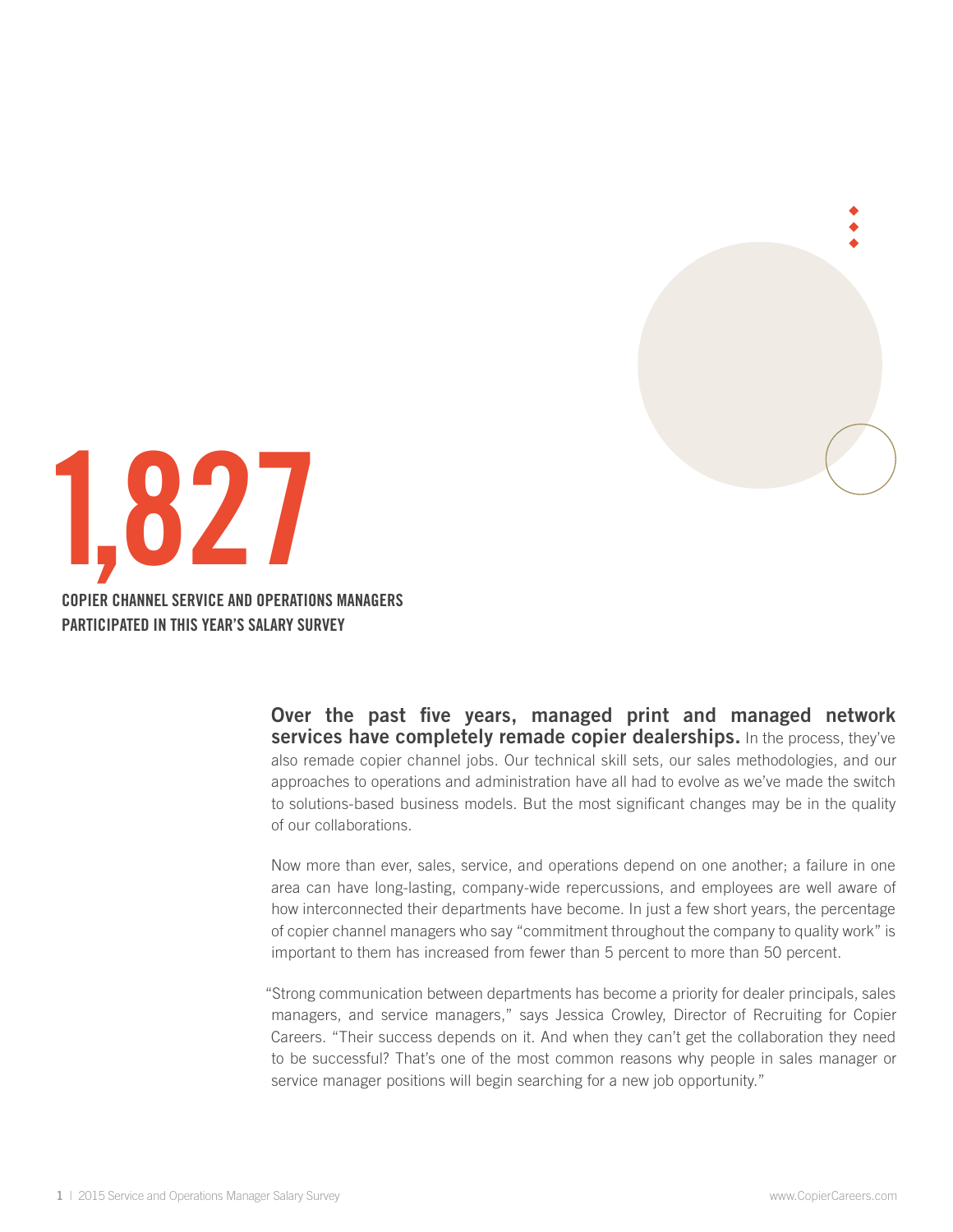# 1,827

**COPIER CHANNEL SERVICE AND OPERATIONS MANAGERS PARTICIPATED IN THIS YEAR'S SALARY SURVEY**

**Over the past five years, managed print and managed network services have completely remade copier dealerships.** In the process, they've also remade copier channel jobs. Our technical skill sets, our sales methodologies, and our approaches to operations and administration have all had to evolve as we've made the switch to solutions-based business models. But the most significant changes may be in the quality of our collaborations.

Now more than ever, sales, service, and operations depend on one another; a failure in one area can have long-lasting, company-wide repercussions, and employees are well aware of how interconnected their departments have become. In just a few short years, the percentage of copier channel managers who say "commitment throughout the company to quality work" is important to them has increased from fewer than 5 percent to more than 50 percent.

"Strong communication between departments has become a priority for dealer principals, sales managers, and service managers," says Jessica Crowley, Director of Recruiting for Copier Careers. "Their success depends on it. And when they can't get the collaboration they need to be successful? That's one of the most common reasons why people in sales manager or service manager positions will begin searching for a new job opportunity."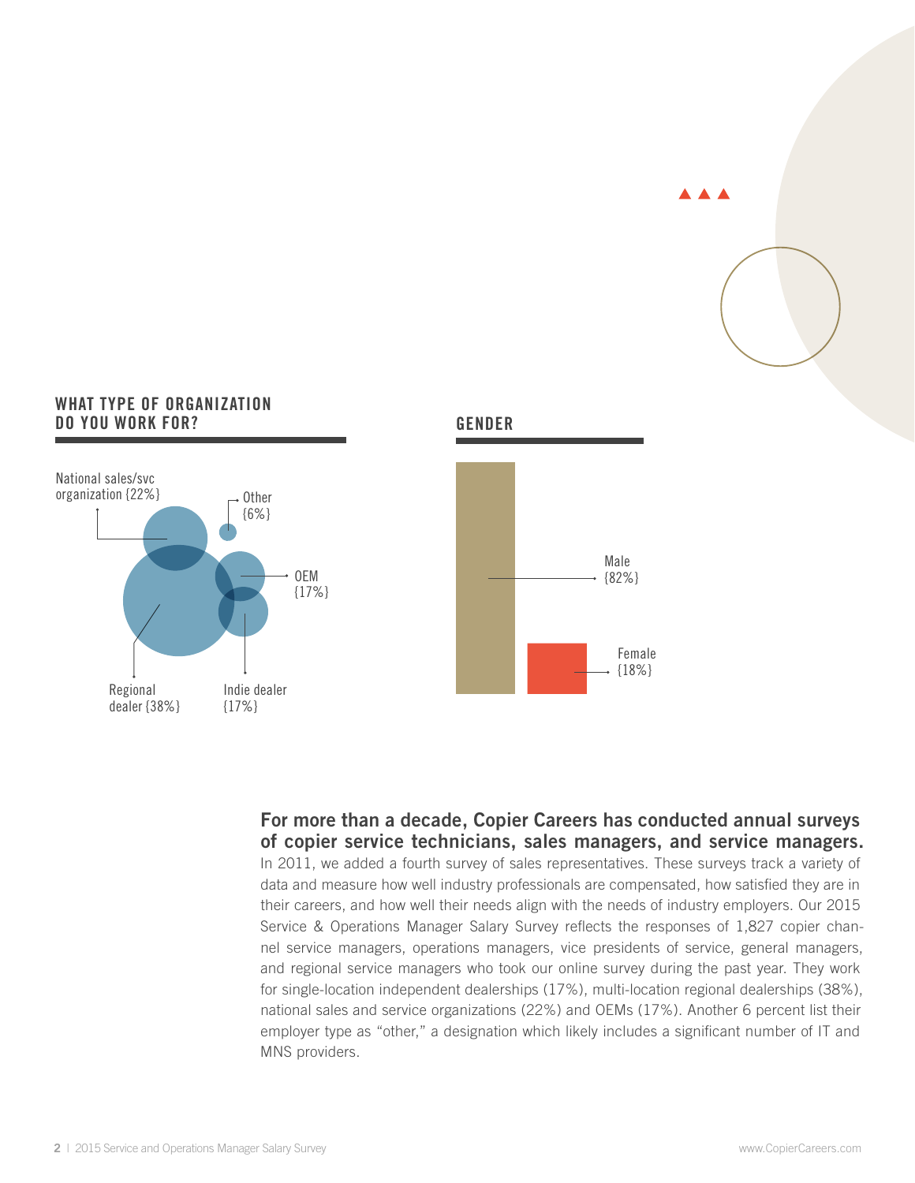## WHAT TYPE OF ORGANIZATION DO YOU WORK FOR?

National sales/svc organization {22%}

Other {6%}

OEM {17%}

Regional dealer {38%}

Indie dealer {17%}

## GENDER

Male {82%}

Female {18%}

**For more than a decade, Copier Careers has conducted annual surveys of copier service technicians, sales managers, and service managers.** In 2011, we added a fourth survey of sales representatives. These surveys track a variety of data and measure how well industry professionals are compensated, how satisfied they are in their careers, and how well their needs align with the needs of industry employers. Our 2015 Service & Operations Manager Salary Survey reflects the responses of 1,827 copier channel service managers, operations managers, vice presidents of service, general managers, and regional service managers who took our online survey during the past year. They work for single-location independent dealerships (17%), multi-location regional dealerships (38%), national sales and service organizations (22%) and OEMs (17%). Another 6 percent list their employer type as "other," a designation which likely includes a significant number of IT and MNS providers.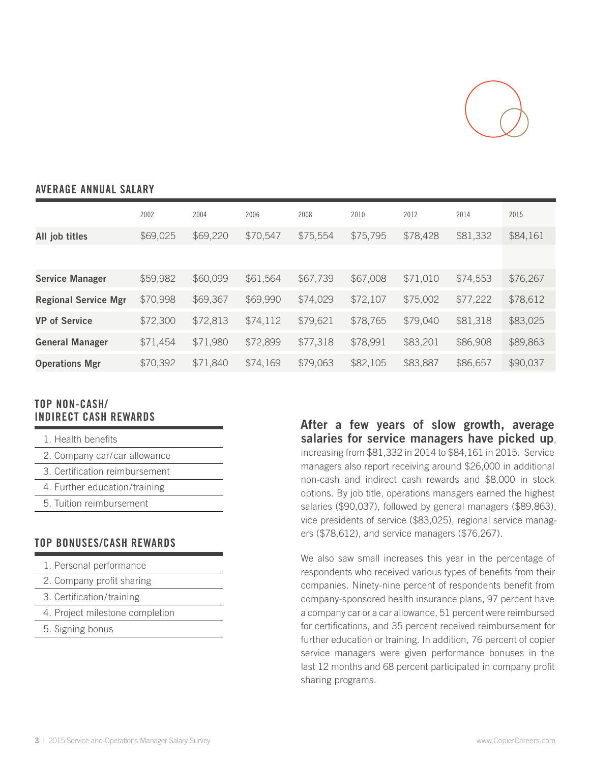## AVERAGE ANNUAL SALARY

| | 2002 | 2004 | 2006 | 2008 | 2010 | 2012 | 2014 | 2015 |
|---|---|---|---|---|---|---|---|---|
| **All job titles** | $69,025 | $69,220 | $70,547 | $75,554 | $75,795 | $78,428 | $81,332 | $84,161 |
| | | | | | | | | |
| **Service Manager** | $59,982 | $60,099 | $61,564 | $67,739 | $67,008 | $71,010 | $74,553 | $76,267 |
| **Regional Service Mgr** | $70,998 | $69,367 | $69,990 | $74,029 | $72,107 | $75,002 | $77,222 | $78,612 |
| **VP of Service** | $72,300 | $72,813 | $74,112 | $79,621 | $78,765 | $79,040 | $81,318 | $83,025 |
| **General Manager** | $71,454 | $71,980 | $72,899 | $77,318 | $78,991 | $83,201 | $86,908 | $89,863 |
| **Operations Mgr** | $70,392 | $71,840 | $74,169 | $79,063 | $82,105 | $83,887 | $86,657 | $90,037 |

## TOP NON-CASH/ INDIRECT CASH REWARDS

1. Health benefits
2. Company car/car allowance
3. Certification reimbursement
4. Further education/training
5. Tuition reimbursement

## TOP BONUSES/CASH REWARDS

1. Personal performance
2. Company profit sharing
3. Certification/training
4. Project milestone completion
5. Signing bonus

**After a few years of slow growth, average salaries for service managers have picked up**, increasing from $81,332 in 2014 to $84,161 in 2015. Service managers also report receiving around $26,000 in additional non-cash and indirect cash rewards and $8,000 in stock options. By job title, operations managers earned the highest salaries ($90,037), followed by general managers ($89,863), vice presidents of service ($83,025), regional service managers ($78,612), and service managers ($76,267).

We also saw small increases this year in the percentage of respondents who received various types of benefits from their companies. Ninety-nine percent of respondents benefit from company-sponsored health insurance plans, 97 percent have a company car or a car allowance, 51 percent were reimbursed for certifications, and 35 percent received reimbursement for further education or training. In addition, 76 percent of copier service managers were given performance bonuses in the last 12 months and 68 percent participated in company profit sharing programs.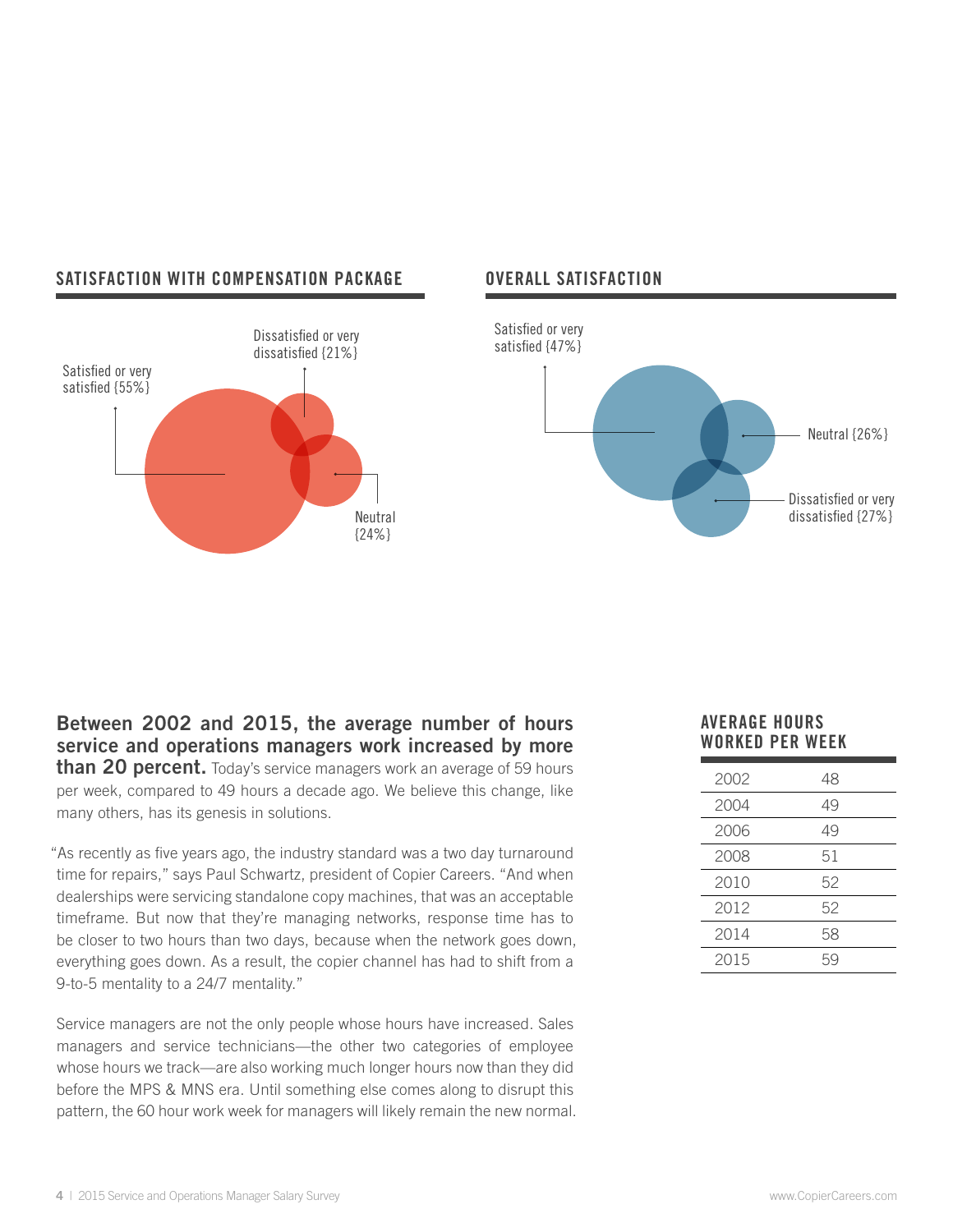## SATISFACTION WITH COMPENSATION PACKAGE

Satisfied or very satisfied {55%}

Dissatisfied or very dissatisfied {21%}

Neutral {24%}

## OVERALL SATISFACTION

Satisfied or very satisfied {47%}

Neutral {26%}

Dissatisfied or very dissatisfied {27%}

**Between 2002 and 2015, the average number of hours service and operations managers work increased by more than 20 percent.** Today's service managers work an average of 59 hours per week, compared to 49 hours a decade ago. We believe this change, like many others, has its genesis in solutions.

"As recently as five years ago, the industry standard was a two day turnaround time for repairs," says Paul Schwartz, president of Copier Careers. "And when dealerships were servicing standalone copy machines, that was an acceptable timeframe. But now that they're managing networks, response time has to be closer to two hours than two days, because when the network goes down, everything goes down. As a result, the copier channel has had to shift from a 9-to-5 mentality to a 24/7 mentality."

Service managers are not the only people whose hours have increased. Sales managers and service technicians—the other two categories of employee whose hours we track—are also working much longer hours now than they did before the MPS & MNS era. Until something else comes along to disrupt this pattern, the 60 hour work week for managers will likely remain the new normal.

### AVERAGE HOURS WORKED PER WEEK

| Year | Hours |
|---|---|
| 2002 | 48 |
| 2004 | 49 |
| 2006 | 49 |
| 2008 | 51 |
| 2010 | 52 |
| 2012 | 52 |
| 2014 | 58 |
| 2015 | 59 |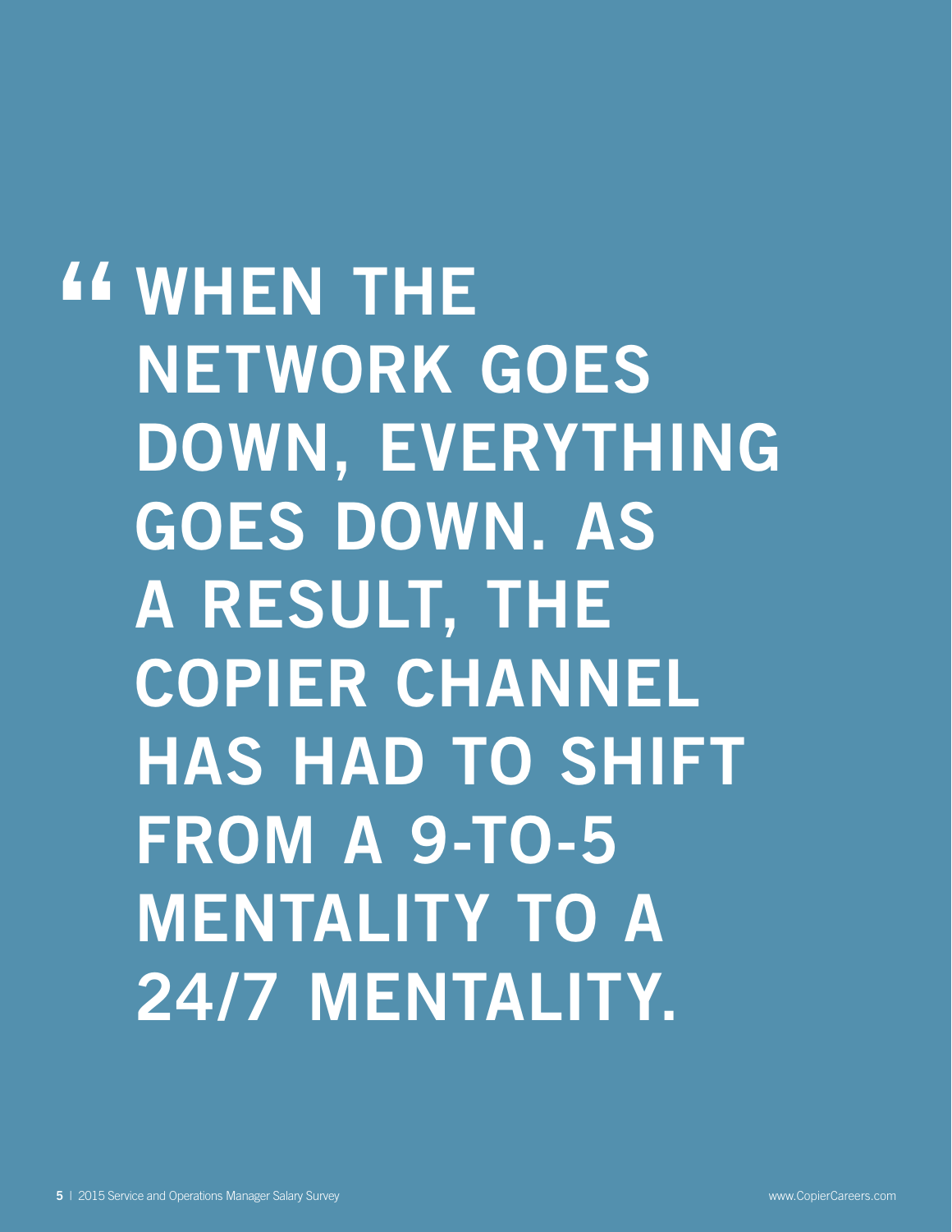> **“WHEN THE NETWORK GOES DOWN, EVERYTHING GOES DOWN. AS A RESULT, THE COPIER CHANNEL HAS HAD TO SHIFT FROM A 9-TO-5 MENTALITY TO A 24/7 MENTALITY.**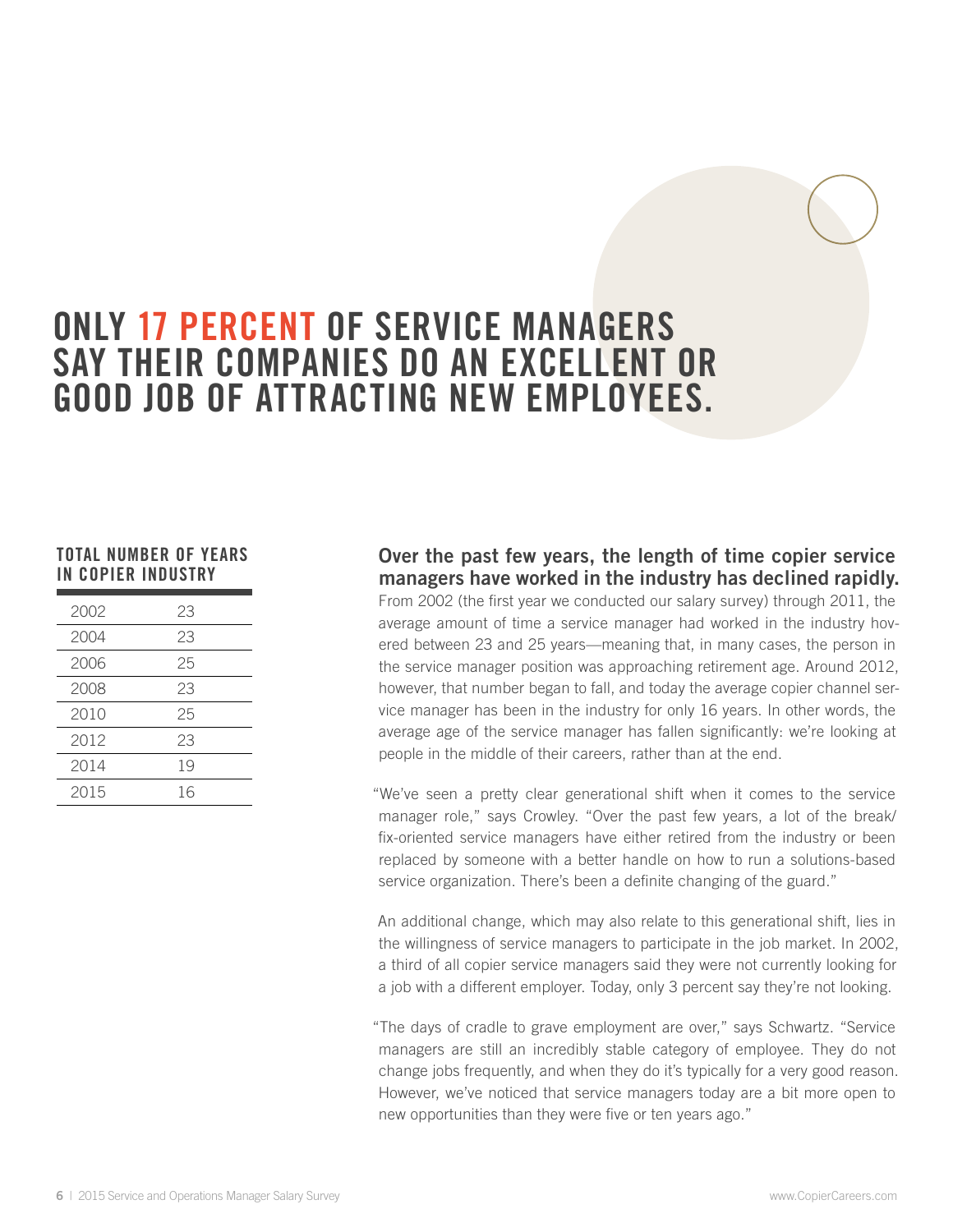# ONLY 17 PERCENT OF SERVICE MANAGERS SAY THEIR COMPANIES DO AN EXCELLENT OR GOOD JOB OF ATTRACTING NEW EMPLOYEES.

**TOTAL NUMBER OF YEARS IN COPIER INDUSTRY**

| Year | Years |
|---|---|
| 2002 | 23 |
| 2004 | 23 |
| 2006 | 25 |
| 2008 | 23 |
| 2010 | 25 |
| 2012 | 23 |
| 2014 | 19 |
| 2015 | 16 |

**Over the past few years, the length of time copier service managers have worked in the industry has declined rapidly.** From 2002 (the first year we conducted our salary survey) through 2011, the average amount of time a service manager had worked in the industry hovered between 23 and 25 years—meaning that, in many cases, the person in the service manager position was approaching retirement age. Around 2012, however, that number began to fall, and today the average copier channel service manager has been in the industry for only 16 years. In other words, the average age of the service manager has fallen significantly: we're looking at people in the middle of their careers, rather than at the end.

"We've seen a pretty clear generational shift when it comes to the service manager role," says Crowley. "Over the past few years, a lot of the break/fix-oriented service managers have either retired from the industry or been replaced by someone with a better handle on how to run a solutions-based service organization. There's been a definite changing of the guard."

An additional change, which may also relate to this generational shift, lies in the willingness of service managers to participate in the job market. In 2002, a third of all copier service managers said they were not currently looking for a job with a different employer. Today, only 3 percent say they're not looking.

"The days of cradle to grave employment are over," says Schwartz. "Service managers are still an incredibly stable category of employee. They do not change jobs frequently, and when they do it's typically for a very good reason. However, we've noticed that service managers today are a bit more open to new opportunities than they were five or ten years ago."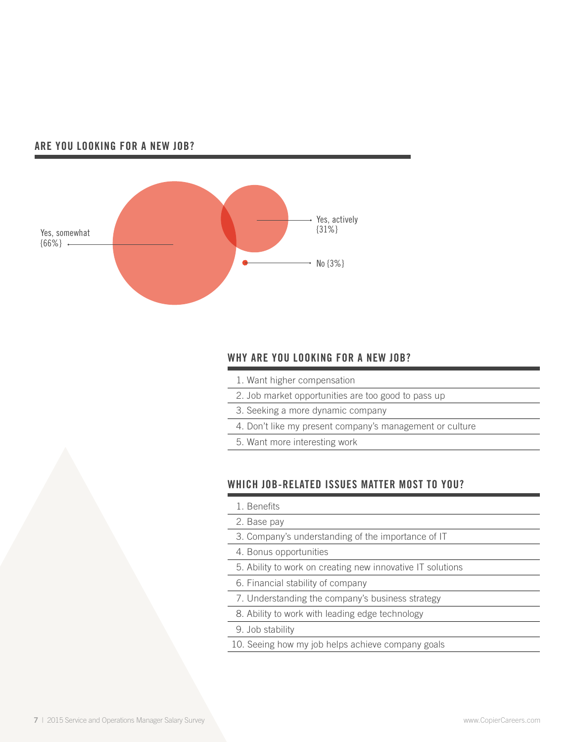## ARE YOU LOOKING FOR A NEW JOB?

Yes, somewhat {66%}

Yes, actively {31%}

No {3%}

## WHY ARE YOU LOOKING FOR A NEW JOB?

1. Want higher compensation
2. Job market opportunities are too good to pass up
3. Seeking a more dynamic company
4. Don't like my present company's management or culture
5. Want more interesting work

## WHICH JOB-RELATED ISSUES MATTER MOST TO YOU?

1. Benefits
2. Base pay
3. Company's understanding of the importance of IT
4. Bonus opportunities
5. Ability to work on creating new innovative IT solutions
6. Financial stability of company
7. Understanding the company's business strategy
8. Ability to work with leading edge technology
9. Job stability
10. Seeing how my job helps achieve company goals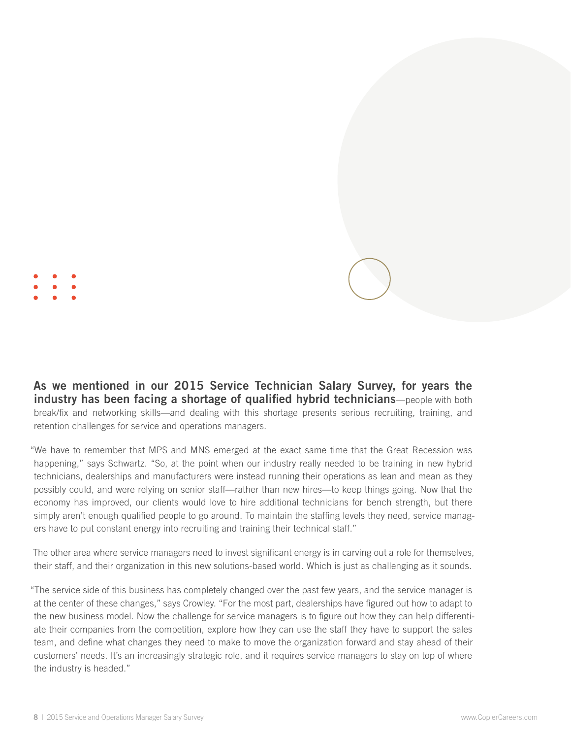**As we mentioned in our 2015 Service Technician Salary Survey, for years the industry has been facing a shortage of qualified hybrid technicians**—people with both break/fix and networking skills—and dealing with this shortage presents serious recruiting, training, and retention challenges for service and operations managers.

"We have to remember that MPS and MNS emerged at the exact same time that the Great Recession was happening," says Schwartz. "So, at the point when our industry really needed to be training in new hybrid technicians, dealerships and manufacturers were instead running their operations as lean and mean as they possibly could, and were relying on senior staff—rather than new hires—to keep things going. Now that the economy has improved, our clients would love to hire additional technicians for bench strength, but there simply aren't enough qualified people to go around. To maintain the staffing levels they need, service managers have to put constant energy into recruiting and training their technical staff."

The other area where service managers need to invest significant energy is in carving out a role for themselves, their staff, and their organization in this new solutions-based world. Which is just as challenging as it sounds.

"The service side of this business has completely changed over the past few years, and the service manager is at the center of these changes," says Crowley. "For the most part, dealerships have figured out how to adapt to the new business model. Now the challenge for service managers is to figure out how they can help differentiate their companies from the competition, explore how they can use the staff they have to support the sales team, and define what changes they need to make to move the organization forward and stay ahead of their customers' needs. It's an increasingly strategic role, and it requires service managers to stay on top of where the industry is headed."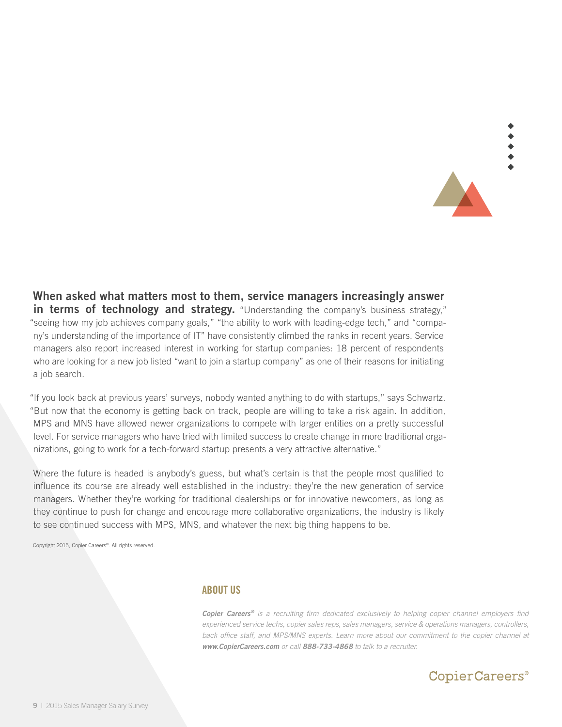**When asked what matters most to them, service managers increasingly answer in terms of technology and strategy.** "Understanding the company's business strategy," "seeing how my job achieves company goals," "the ability to work with leading-edge tech," and "company's understanding of the importance of IT" have consistently climbed the ranks in recent years. Service managers also report increased interest in working for startup companies: 18 percent of respondents who are looking for a new job listed "want to join a startup company" as one of their reasons for initiating a job search.

"If you look back at previous years' surveys, nobody wanted anything to do with startups," says Schwartz. "But now that the economy is getting back on track, people are willing to take a risk again. In addition, MPS and MNS have allowed newer organizations to compete with larger entities on a pretty successful level. For service managers who have tried with limited success to create change in more traditional organizations, going to work for a tech-forward startup presents a very attractive alternative."

Where the future is headed is anybody's guess, but what's certain is that the people most qualified to influence its course are already well established in the industry: they're the new generation of service managers. Whether they're working for traditional dealerships or for innovative newcomers, as long as they continue to push for change and encourage more collaborative organizations, the industry is likely to see continued success with MPS, MNS, and whatever the next big thing happens to be.

Copyright 2015, Copier Careers®. All rights reserved.

## ABOUT US

*__Copier Careers®__ is a recruiting firm dedicated exclusively to helping copier channel employers find experienced service techs, copier sales reps, sales managers, service & operations managers, controllers, back office staff, and MPS/MNS experts. Learn more about our commitment to the copier channel at __www.CopierCareers.com__ or call __888-733-4868__ to talk to a recruiter.*

CopierCareers®